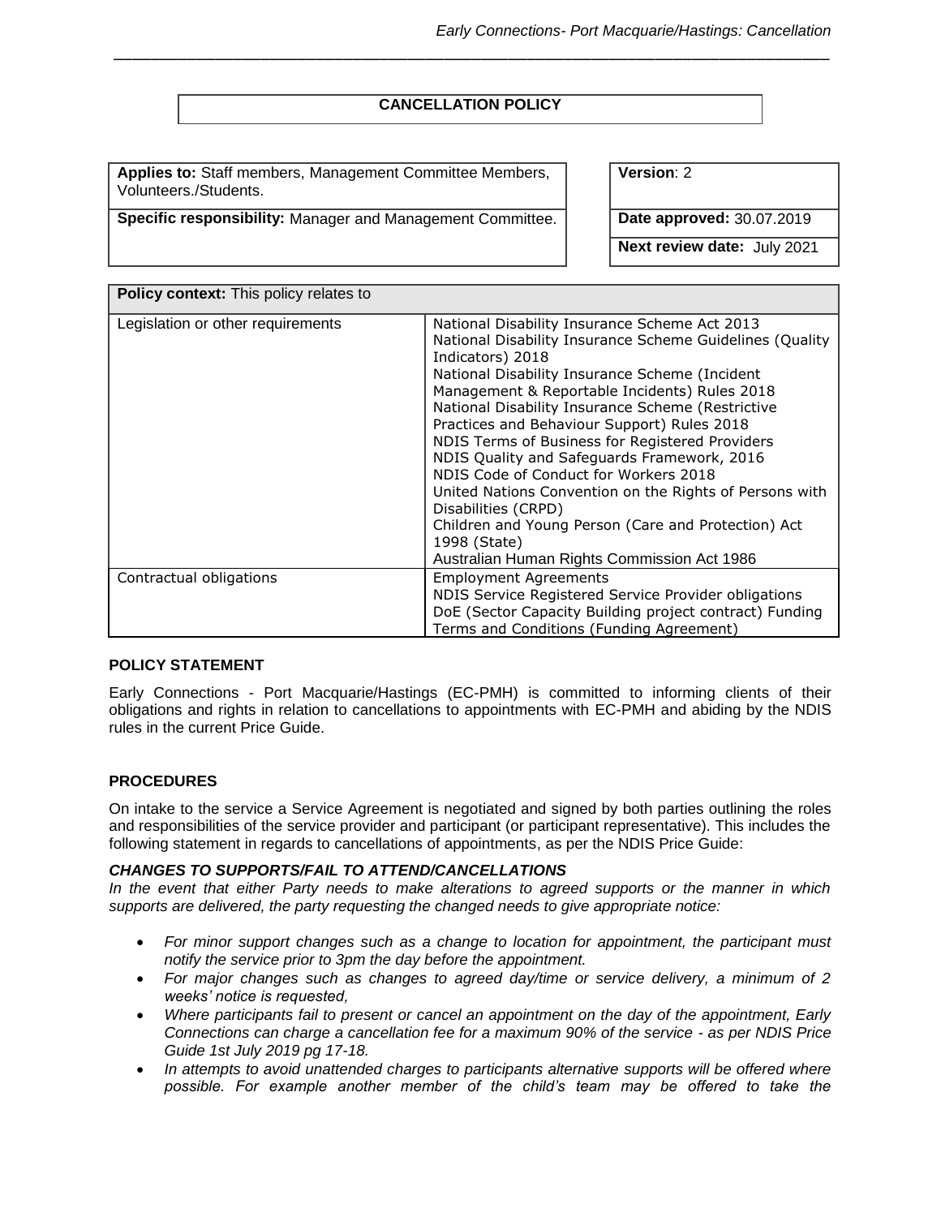# CANCELLATION POLICY

| **Applies to:** Staff members, Management Committee Members, Volunteers./Students. | **Version**: 2 |
|---|---|
| **Specific responsibility:** Manager and Management Committee. | **Date approved:** 30.07.2019 |
| | **Next review date:** July 2021 |

| **Policy context:** This policy relates to | |
|---|---|
| Legislation or other requirements | National Disability Insurance Scheme Act 2013<br>National Disability Insurance Scheme Guidelines (Quality Indicators) 2018<br>National Disability Insurance Scheme (Incident Management & Reportable Incidents) Rules 2018<br>National Disability Insurance Scheme (Restrictive Practices and Behaviour Support) Rules 2018<br>NDIS Terms of Business for Registered Providers<br>NDIS Quality and Safeguards Framework, 2016<br>NDIS Code of Conduct for Workers 2018<br>United Nations Convention on the Rights of Persons with Disabilities (CRPD)<br>Children and Young Person (Care and Protection) Act 1998 (State)<br>Australian Human Rights Commission Act 1986 |
| Contractual obligations | Employment Agreements<br>NDIS Service Registered Service Provider obligations<br>DoE (Sector Capacity Building project contract) Funding Terms and Conditions (Funding Agreement) |

## POLICY STATEMENT

Early Connections - Port Macquarie/Hastings (EC-PMH) is committed to informing clients of their obligations and rights in relation to cancellations to appointments with EC-PMH and abiding by the NDIS rules in the current Price Guide.

## PROCEDURES

On intake to the service a Service Agreement is negotiated and signed by both parties outlining the roles and responsibilities of the service provider and participant (or participant representative). This includes the following statement in regards to cancellations of appointments, as per the NDIS Price Guide:

***CHANGES TO SUPPORTS/FAIL TO ATTEND/CANCELLATIONS***

*In the event that either Party needs to make alterations to agreed supports or the manner in which supports are delivered, the party requesting the changed needs to give appropriate notice:*

- *For minor support changes such as a change to location for appointment, the participant must notify the service prior to 3pm the day before the appointment.*
- *For major changes such as changes to agreed day/time or service delivery, a minimum of 2 weeks' notice is requested,*
- *Where participants fail to present or cancel an appointment on the day of the appointment, Early Connections can charge a cancellation fee for a maximum 90% of the service - as per NDIS Price Guide 1st July 2019 pg 17-18.*
- *In attempts to avoid unattended charges to participants alternative supports will be offered where possible. For example another member of the child's team may be offered to take the*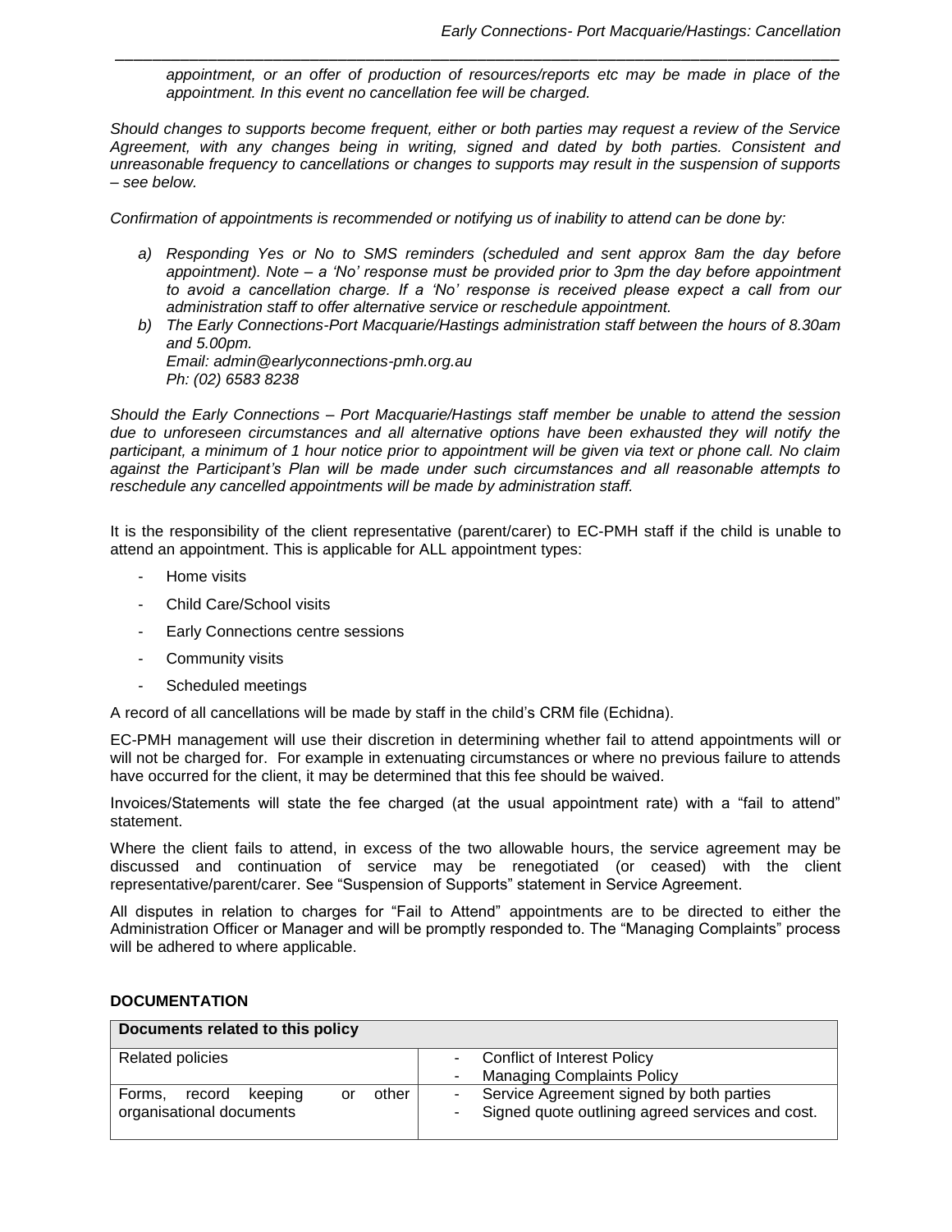*appointment, or an offer of production of resources/reports etc may be made in place of the appointment. In this event no cancellation fee will be charged.*

*Should changes to supports become frequent, either or both parties may request a review of the Service Agreement, with any changes being in writing, signed and dated by both parties. Consistent and unreasonable frequency to cancellations or changes to supports may result in the suspension of supports – see below.*

*Confirmation of appointments is recommended or notifying us of inability to attend can be done by:*

*a) Responding Yes or No to SMS reminders (scheduled and sent approx 8am the day before appointment). Note – a 'No' response must be provided prior to 3pm the day before appointment to avoid a cancellation charge. If a 'No' response is received please expect a call from our administration staff to offer alternative service or reschedule appointment.*

*b) The Early Connections-Port Macquarie/Hastings administration staff between the hours of 8.30am and 5.00pm.*
*Email: admin@earlyconnections-pmh.org.au*
*Ph: (02) 6583 8238*

*Should the Early Connections – Port Macquarie/Hastings staff member be unable to attend the session due to unforeseen circumstances and all alternative options have been exhausted they will notify the participant, a minimum of 1 hour notice prior to appointment will be given via text or phone call. No claim against the Participant's Plan will be made under such circumstances and all reasonable attempts to reschedule any cancelled appointments will be made by administration staff.*

It is the responsibility of the client representative (parent/carer) to EC-PMH staff if the child is unable to attend an appointment. This is applicable for ALL appointment types:

- Home visits
- Child Care/School visits
- Early Connections centre sessions
- Community visits
- Scheduled meetings

A record of all cancellations will be made by staff in the child's CRM file (Echidna).

EC-PMH management will use their discretion in determining whether fail to attend appointments will or will not be charged for. For example in extenuating circumstances or where no previous failure to attends have occurred for the client, it may be determined that this fee should be waived.

Invoices/Statements will state the fee charged (at the usual appointment rate) with a "fail to attend" statement.

Where the client fails to attend, in excess of the two allowable hours, the service agreement may be discussed and continuation of service may be renegotiated (or ceased) with the client representative/parent/carer. See "Suspension of Supports" statement in Service Agreement.

All disputes in relation to charges for "Fail to Attend" appointments are to be directed to either the Administration Officer or Manager and will be promptly responded to. The "Managing Complaints" process will be adhered to where applicable.

**DOCUMENTATION**

| **Documents related to this policy** | |
|---|---|
| Related policies | - Conflict of Interest Policy<br>- Managing Complaints Policy |
| Forms, record keeping or other organisational documents | - Service Agreement signed by both parties<br>- Signed quote outlining agreed services and cost. |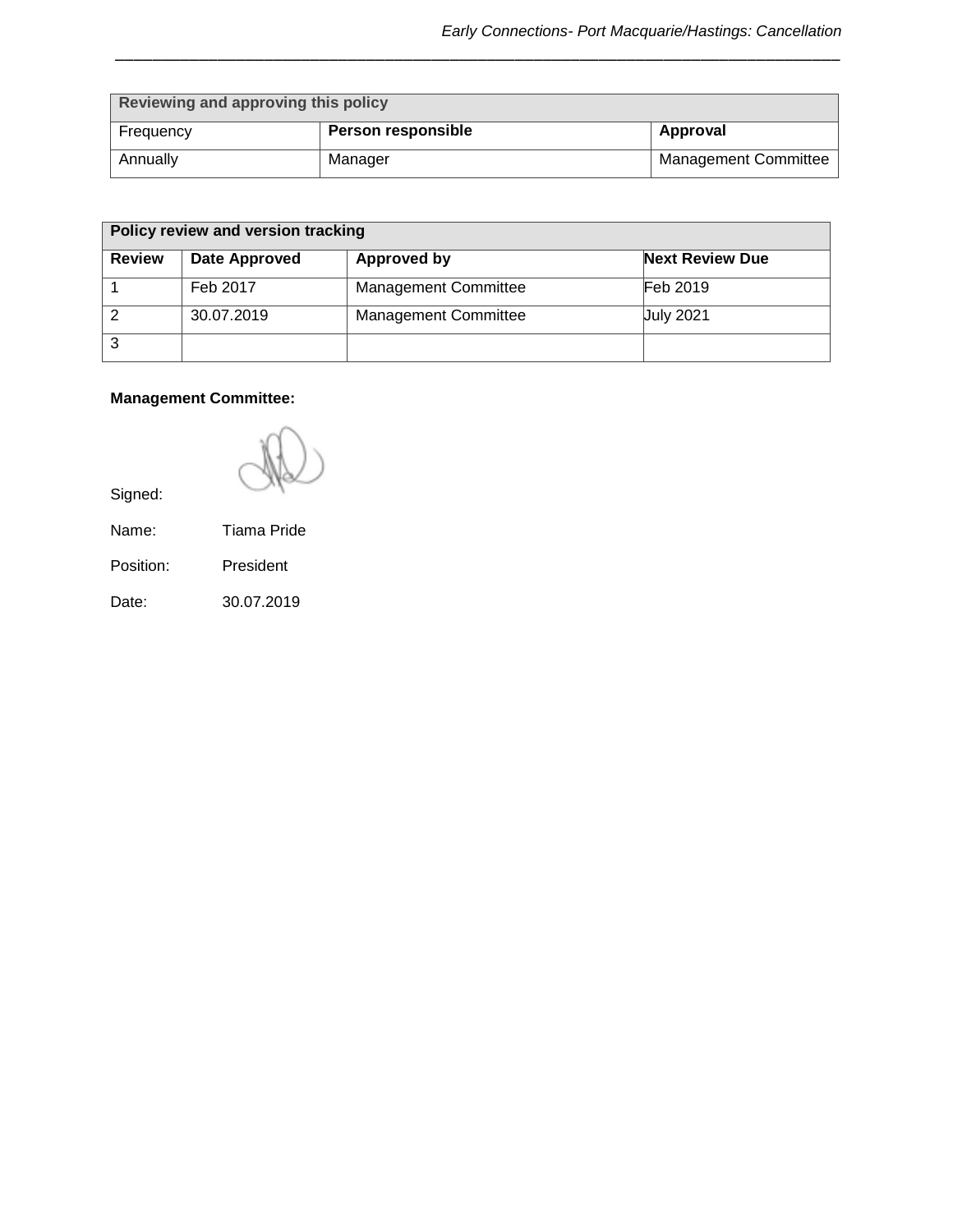| Reviewing and approving this policy | | |
|---|---|---|
| Frequency | **Person responsible** | **Approval** |
| Annually | Manager | Management Committee |

| Policy review and version tracking | | | |
|---|---|---|---|
| **Review** | **Date Approved** | **Approved by** | **Next Review Due** |
| 1 | Feb 2017 | Management Committee | Feb 2019 |
| 2 | 30.07.2019 | Management Committee | July 2021 |
| 3 | | | |

**Management Committee:**

Signed:

Name: Tiama Pride

Position: President

Date: 30.07.2019